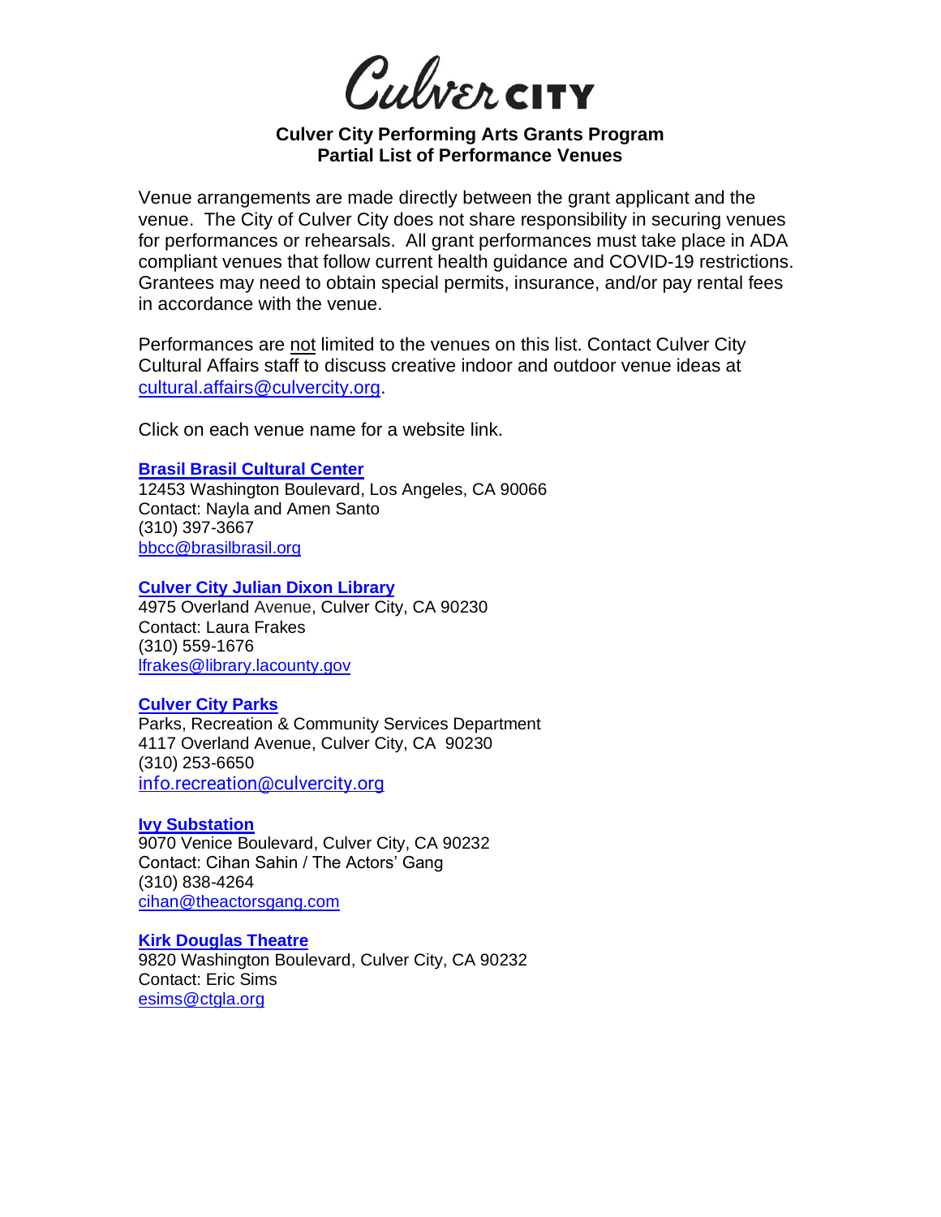Culver CITY

# Culver City Performing Arts Grants Program
## Partial List of Performance Venues

Venue arrangements are made directly between the grant applicant and the venue. The City of Culver City does not share responsibility in securing venues for performances or rehearsals. All grant performances must take place in ADA compliant venues that follow current health guidance and COVID-19 restrictions. Grantees may need to obtain special permits, insurance, and/or pay rental fees in accordance with the venue.

Performances are not limited to the venues on this list. Contact Culver City Cultural Affairs staff to discuss creative indoor and outdoor venue ideas at cultural.affairs@culvercity.org.

Click on each venue name for a website link.

**Brasil Brasil Cultural Center**
12453 Washington Boulevard, Los Angeles, CA 90066
Contact: Nayla and Amen Santo
(310) 397-3667
bbcc@brasilbrasil.org

**Culver City Julian Dixon Library**
4975 Overland Avenue, Culver City, CA 90230
Contact: Laura Frakes
(310) 559-1676
lfrakes@library.lacounty.gov

**Culver City Parks**
Parks, Recreation & Community Services Department
4117 Overland Avenue, Culver City, CA 90230
(310) 253-6650
info.recreation@culvercity.org

**Ivy Substation**
9070 Venice Boulevard, Culver City, CA 90232
Contact: Cihan Sahin / The Actors' Gang
(310) 838-4264
cihan@theactorsgang.com

**Kirk Douglas Theatre**
9820 Washington Boulevard, Culver City, CA 90232
Contact: Eric Sims
esims@ctgla.org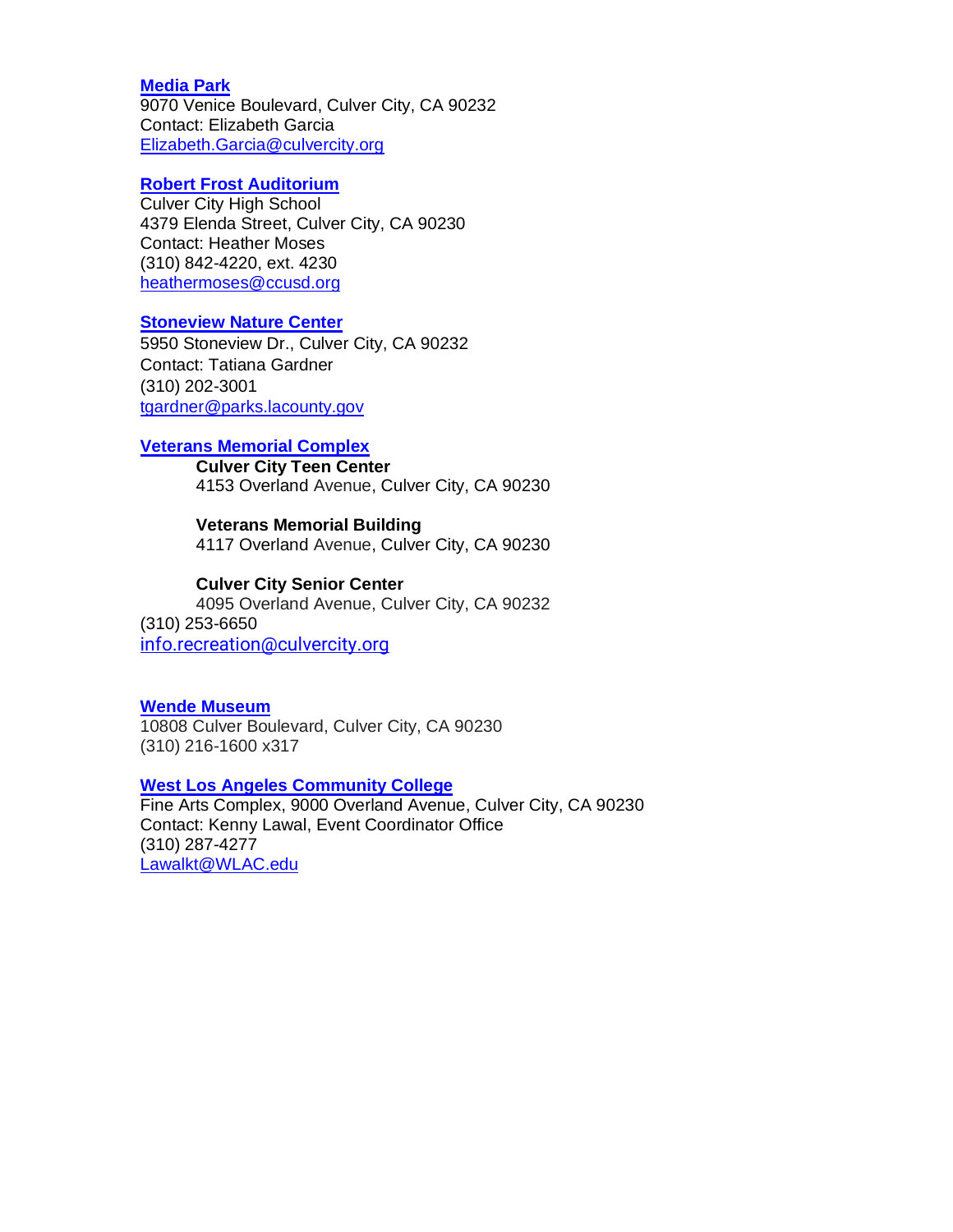**Media Park**
9070 Venice Boulevard, Culver City, CA 90232
Contact: Elizabeth Garcia
Elizabeth.Garcia@culvercity.org

**Robert Frost Auditorium**
Culver City High School
4379 Elenda Street, Culver City, CA 90230
Contact: Heather Moses
(310) 842-4220, ext. 4230
heathermoses@ccusd.org

**Stoneview Nature Center**
5950 Stoneview Dr., Culver City, CA 90232
Contact: Tatiana Gardner
(310) 202-3001
tgardner@parks.lacounty.gov

**Veterans Memorial Complex**

**Culver City Teen Center**
4153 Overland Avenue, Culver City, CA 90230

**Veterans Memorial Building**
4117 Overland Avenue, Culver City, CA 90230

**Culver City Senior Center**
4095 Overland Avenue, Culver City, CA 90232

(310) 253-6650
info.recreation@culvercity.org

**Wende Museum**
10808 Culver Boulevard, Culver City, CA 90230
(310) 216-1600 x317

**West Los Angeles Community College**
Fine Arts Complex, 9000 Overland Avenue, Culver City, CA 90230
Contact: Kenny Lawal, Event Coordinator Office
(310) 287-4277
Lawalkt@WLAC.edu